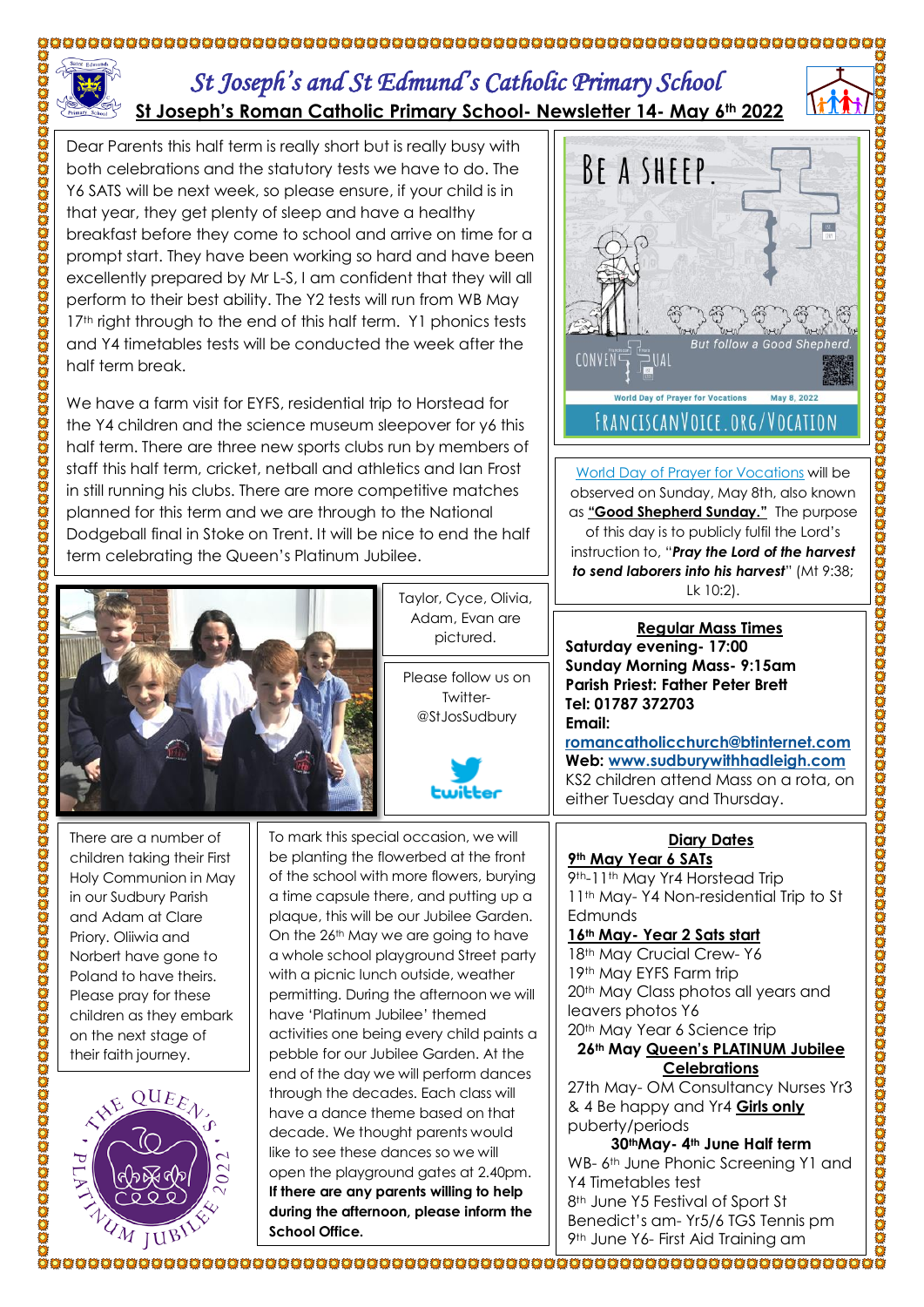# St Joseph's and St Edmund's Catholic Primary School

## St Joseph's Roman Catholic Primary School- Newsletter 14- May 6th 2022

Dear Parents this half term is really short but is really busy with both celebrations and the statutory tests we have to do. The Y6 SATS will be next week, so please ensure, if your child is in that year, they get plenty of sleep and have a healthy breakfast before they come to school and arrive on time for a prompt start. They have been working so hard and have been excellently prepared by Mr L-S, I am confident that they will all perform to their best ability. The Y2 tests will run from WB May 17th right through to the end of this half term. Y1 phonics tests and Y4 timetables tests will be conducted the week after the half term break.

We have a farm visit for EYFS, residential trip to Horstead for the Y4 children and the science museum sleepover for y6 this half term. There are three new sports clubs run by members of staff this half term, cricket, netball and athletics and Ian Frost in still running his clubs. There are more competitive matches planned for this term and we are through to the National Dodgeball final in Stoke on Trent. It will be nice to end the half term celebrating the Queen's Platinum Jubilee.

Taylor, Cyce, Olivia, Adam, Evan are pictured.

Please follow us on Twitter- @StJosSudbury

There are a number of children taking their First Holy Communion in May in our Sudbury Parish and Adam at Clare Priory. Oliiwia and Norbert have gone to Poland to have theirs. Please pray for these children as they embark on the next stage of their faith journey.

To mark this special occasion, we will be planting the flowerbed at the front of the school with more flowers, burying a time capsule there, and putting up a plaque, this will be our Jubilee Garden. On the 26th May we are going to have a whole school playground Street party with a picnic lunch outside, weather permitting. During the afternoon we will have 'Platinum Jubilee' themed activities one being every child paints a pebble for our Jubilee Garden. At the end of the day we will perform dances through the decades. Each class will have a dance theme based on that decade. We thought parents would like to see these dances so we will open the playground gates at 2.40pm. **If there are any parents willing to help during the afternoon, please inform the School Office.**

BE A SHEEP. But follow a Good Shepherd. World Day of Prayer for Vocations May 8, 2022 FRANCISCANVOICE.ORG/VOCATION

World Day of Prayer for Vocations will be observed on Sunday, May 8th, also known as **"Good Shepherd Sunday."** The purpose of this day is to publicly fulfil the Lord's instruction to, "***Pray the Lord of the harvest to send laborers into his harvest***" (Mt 9:38; Lk 10:2).

### Regular Mass Times

**Saturday evening- 17:00**
**Sunday Morning Mass- 9:15am**
**Parish Priest: Father Peter Brett**
**Tel: 01787 372703**
**Email: romancatholicchurch@btinternet.com**
**Web: www.sudburywithhadleigh.com**
KS2 children attend Mass on a rota, on either Tuesday and Thursday.

### Diary Dates

**9th May Year 6 SATs**
9th-11th May Yr4 Horstead Trip
11th May- Y4 Non-residential Trip to St Edmunds
**16th May- Year 2 Sats start**
18th May Crucial Crew- Y6
19th May EYFS Farm trip
20th May Class photos all years and leavers photos Y6
20th May Year 6 Science trip
**26th May Queen's PLATINUM Jubilee Celebrations**
27th May- OM Consultancy Nurses Yr3 & 4 Be happy and Yr4 **Girls only** puberty/periods
**30thMay- 4th June Half term**
WB- 6th June Phonic Screening Y1 and Y4 Timetables test
8th June Y5 Festival of Sport St Benedict's am- Yr5/6 TGS Tennis pm
9th June Y6- First Aid Training am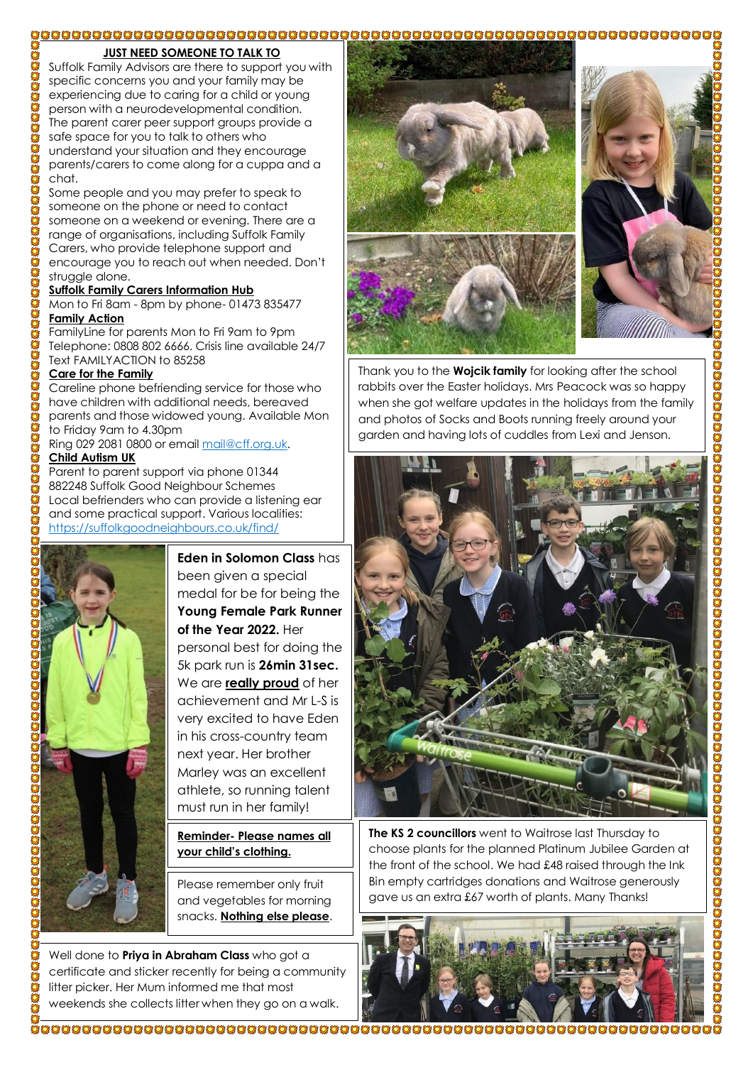## JUST NEED SOMEONE TO TALK TO

Suffolk Family Advisors are there to support you with specific concerns you and your family may be experiencing due to caring for a child or young person with a neurodevelopmental condition. The parent carer peer support groups provide a safe space for you to talk to others who understand your situation and they encourage parents/carers to come along for a cuppa and a chat.

Some people and you may prefer to speak to someone on the phone or need to contact someone on a weekend or evening. There are a range of organisations, including Suffolk Family Carers, who provide telephone support and encourage you to reach out when needed. Don't struggle alone.

**Suffolk Family Carers Information Hub**
Mon to Fri 8am - 8pm by phone- 01473 835477

**Family Action**
FamilyLine for parents Mon to Fri 9am to 9pm
Telephone: 0808 802 6666. Crisis line available 24/7
Text FAMILYACTION to 85258

**Care for the Family**
Careline phone befriending service for those who have children with additional needs, bereaved parents and those widowed young. Available Mon to Friday 9am to 4.30pm
Ring 029 2081 0800 or email mail@cff.org.uk.

**Child Autism UK**
Parent to parent support via phone 01344 882248 Suffolk Good Neighbour Schemes
Local befrienders who can provide a listening ear and some practical support. Various localities: https://suffolkgoodneighbours.co.uk/find/

Thank you to the **Wojcik family** for looking after the school rabbits over the Easter holidays. Mrs Peacock was so happy when she got welfare updates in the holidays from the family and photos of Socks and Boots running freely around your garden and having lots of cuddles from Lexi and Jenson.

**Eden in Solomon Class** has been given a special medal for be for being the **Young Female Park Runner of the Year 2022.** Her personal best for doing the 5k park run is **26min 31sec.** We are **really proud** of her achievement and Mr L-S is very excited to have Eden in his cross-country team next year. Her brother Marley was an excellent athlete, so running talent must run in her family!

**Reminder- Please names all your child's clothing.**

Please remember only fruit and vegetables for morning snacks. **Nothing else please**.

**The KS 2 councillors** went to Waitrose last Thursday to choose plants for the planned Platinum Jubilee Garden at the front of the school. We had £48 raised through the Ink Bin empty cartridges donations and Waitrose generously gave us an extra £67 worth of plants. Many Thanks!

Well done to **Priya in Abraham Class** who got a certificate and sticker recently for being a community litter picker. Her Mum informed me that most weekends she collects litter when they go on a walk.